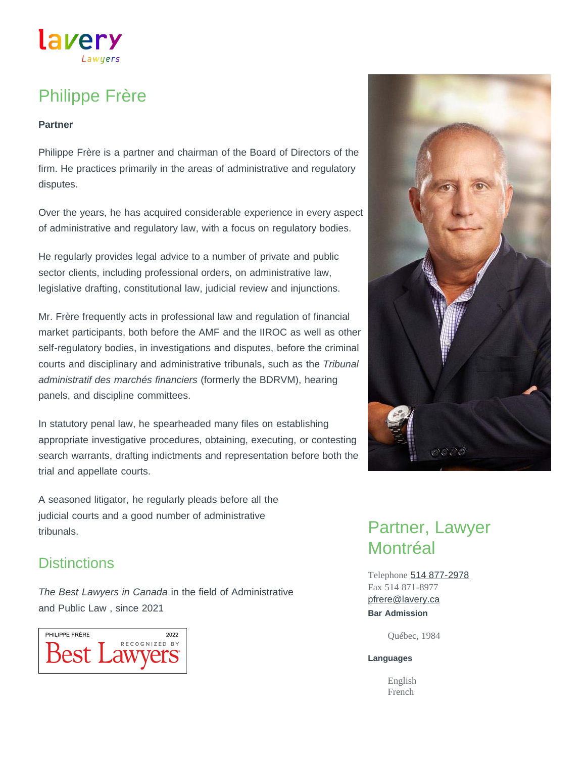# Philippe Frère

**Partner**

Philippe Frère is a partner and chairman of the Board of Directors of the firm. He practices primarily in the areas of administrative and regulatory disputes.

Over the years, he has acquired considerable experience in every aspect of administrative and regulatory law, with a focus on regulatory bodies.

He regularly provides legal advice to a number of private and public sector clients, including professional orders, on administrative law, legislative drafting, constitutional law, judicial review and injunctions.

Mr. Frère frequently acts in professional law and regulation of financial market participants, both before the AMF and the IIROC as well as other self-regulatory bodies, in investigations and disputes, before the criminal courts and disciplinary and administrative tribunals, such as the *Tribunal administratif des marchés financiers* (formerly the BDRVM), hearing panels, and discipline committees.

In statutory penal law, he spearheaded many files on establishing appropriate investigative procedures, obtaining, executing, or contesting search warrants, drafting indictments and representation before both the trial and appellate courts.

A seasoned litigator, he regularly pleads before all the judicial courts and a good number of administrative tribunals.

## Distinctions

*The Best Lawyers in Canada* in the field of Administrative and Public Law , since 2021

PHILIPPE FRÈRE 2022 RECOGNIZED BY Best Lawyers

## Partner, Lawyer Montréal

Telephone 514 877-2978
Fax 514 871-8977
pfrere@lavery.ca

**Bar Admission**

Québec, 1984

**Languages**

English
French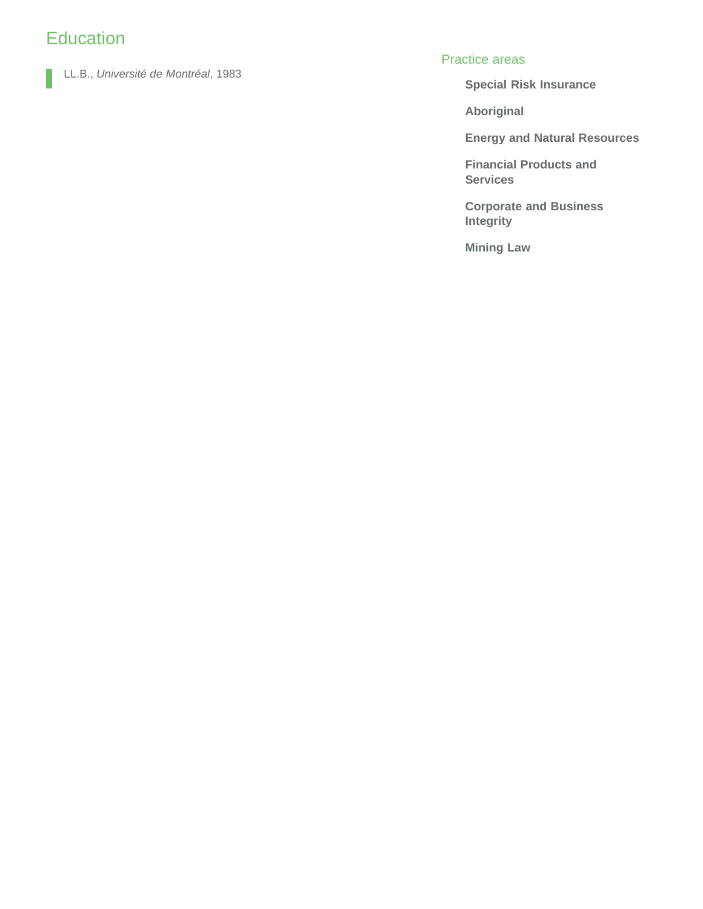## Education

- LL.B., *Université de Montréal*, 1983

### Practice areas

- **Special Risk Insurance**
- **Aboriginal**
- **Energy and Natural Resources**
- **Financial Products and Services**
- **Corporate and Business Integrity**
- **Mining Law**